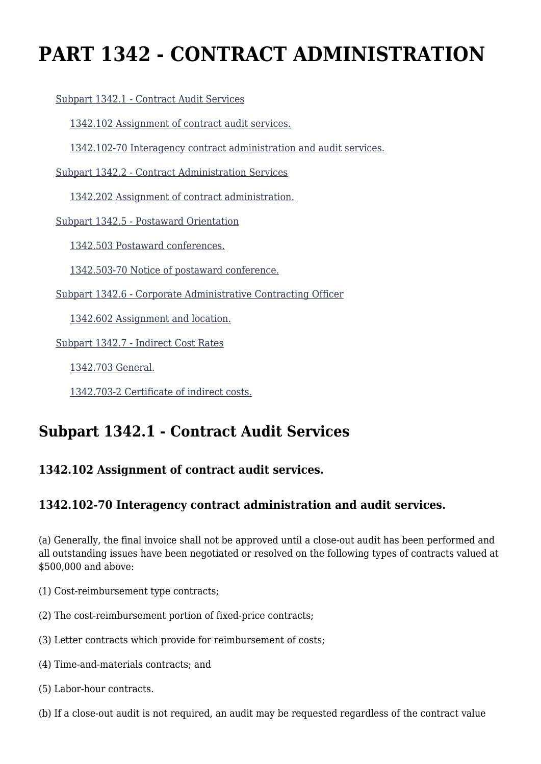# PART 1342 - CONTRACT ADMINISTRATION

- Subpart 1342.1 - Contract Audit Services
  - 1342.102 Assignment of contract audit services.
  - 1342.102-70 Interagency contract administration and audit services.
- Subpart 1342.2 - Contract Administration Services
  - 1342.202 Assignment of contract administration.
- Subpart 1342.5 - Postaward Orientation
  - 1342.503 Postaward conferences.
  - 1342.503-70 Notice of postaward conference.
- Subpart 1342.6 - Corporate Administrative Contracting Officer
  - 1342.602 Assignment and location.
- Subpart 1342.7 - Indirect Cost Rates
  - 1342.703 General.
  - 1342.703-2 Certificate of indirect costs.

## Subpart 1342.1 - Contract Audit Services

### 1342.102 Assignment of contract audit services.

### 1342.102-70 Interagency contract administration and audit services.

(a) Generally, the final invoice shall not be approved until a close-out audit has been performed and all outstanding issues have been negotiated or resolved on the following types of contracts valued at $500,000 and above:

(1) Cost-reimbursement type contracts;

(2) The cost-reimbursement portion of fixed-price contracts;

(3) Letter contracts which provide for reimbursement of costs;

(4) Time-and-materials contracts; and

(5) Labor-hour contracts.

(b) If a close-out audit is not required, an audit may be requested regardless of the contract value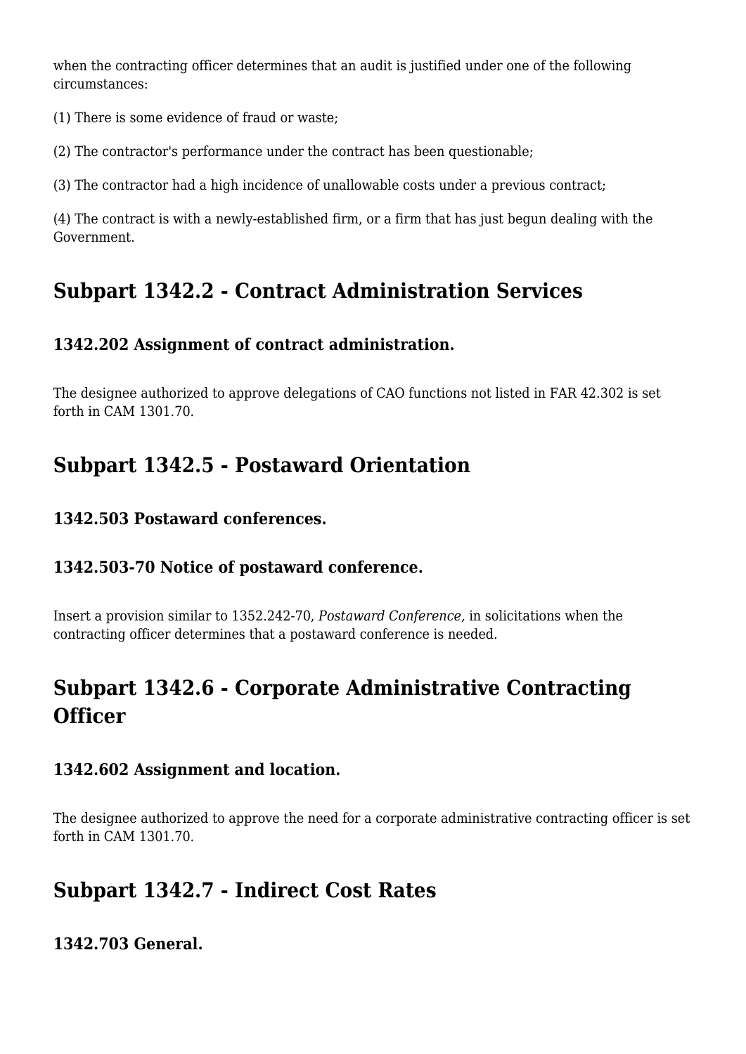when the contracting officer determines that an audit is justified under one of the following circumstances:

(1) There is some evidence of fraud or waste;

(2) The contractor's performance under the contract has been questionable;

(3) The contractor had a high incidence of unallowable costs under a previous contract;

(4) The contract is with a newly-established firm, or a firm that has just begun dealing with the Government.

## Subpart 1342.2 - Contract Administration Services

### 1342.202 Assignment of contract administration.

The designee authorized to approve delegations of CAO functions not listed in FAR 42.302 is set forth in CAM 1301.70.

## Subpart 1342.5 - Postaward Orientation

### 1342.503 Postaward conferences.

### 1342.503-70 Notice of postaward conference.

Insert a provision similar to 1352.242-70, *Postaward Conference,* in solicitations when the contracting officer determines that a postaward conference is needed.

## Subpart 1342.6 - Corporate Administrative Contracting Officer

### 1342.602 Assignment and location.

The designee authorized to approve the need for a corporate administrative contracting officer is set forth in CAM 1301.70.

## Subpart 1342.7 - Indirect Cost Rates

### 1342.703 General.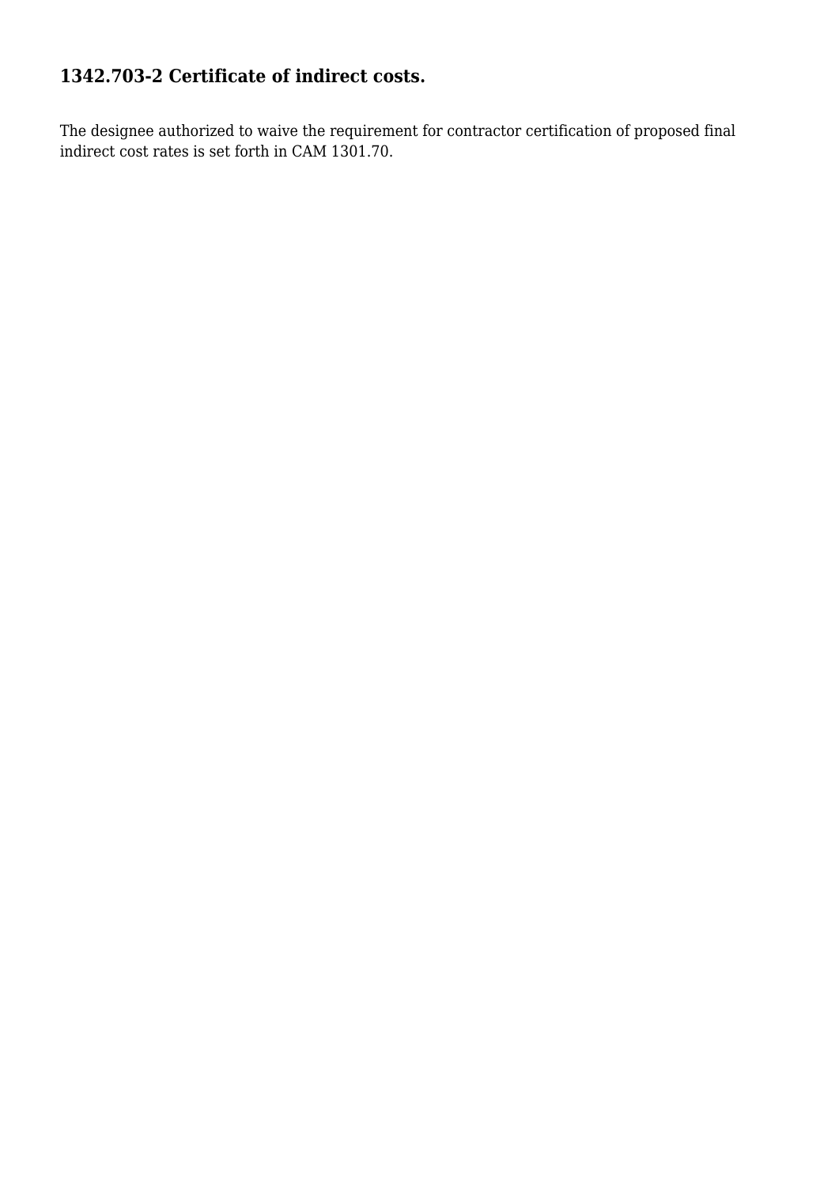### 1342.703-2 Certificate of indirect costs.

The designee authorized to waive the requirement for contractor certification of proposed final indirect cost rates is set forth in CAM 1301.70.